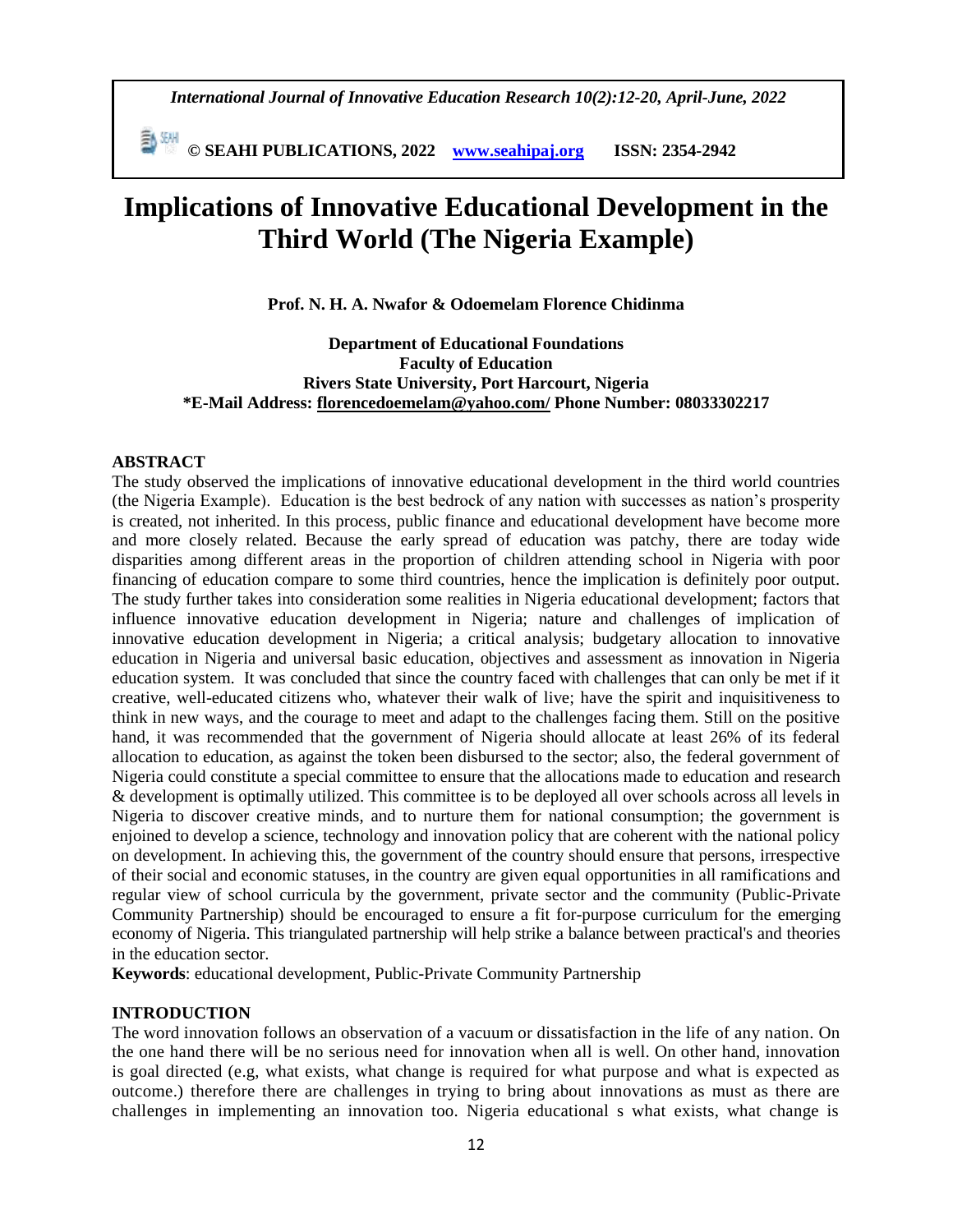# Implications of Innovative Educational Development in the Third World (The Nigeria Example)

**Prof. N. H. A. Nwafor & Odoemelam Florence Chidinma**

**Department of Educational Foundations**
**Faculty of Education**
**Rivers State University, Port Harcourt, Nigeria**
**\*E-Mail Address: florencedoemelam@yahoo.com/ Phone Number: 08033302217**

## ABSTRACT

The study observed the implications of innovative educational development in the third world countries (the Nigeria Example). Education is the best bedrock of any nation with successes as nation's prosperity is created, not inherited. In this process, public finance and educational development have become more and more closely related. Because the early spread of education was patchy, there are today wide disparities among different areas in the proportion of children attending school in Nigeria with poor financing of education compare to some third countries, hence the implication is definitely poor output. The study further takes into consideration some realities in Nigeria educational development; factors that influence innovative education development in Nigeria; nature and challenges of implication of innovative education development in Nigeria; a critical analysis; budgetary allocation to innovative education in Nigeria and universal basic education, objectives and assessment as innovation in Nigeria education system. It was concluded that since the country faced with challenges that can only be met if it creative, well-educated citizens who, whatever their walk of live; have the spirit and inquisitiveness to think in new ways, and the courage to meet and adapt to the challenges facing them. Still on the positive hand, it was recommended that the government of Nigeria should allocate at least 26% of its federal allocation to education, as against the token been disbursed to the sector; also, the federal government of Nigeria could constitute a special committee to ensure that the allocations made to education and research & development is optimally utilized. This committee is to be deployed all over schools across all levels in Nigeria to discover creative minds, and to nurture them for national consumption; the government is enjoined to develop a science, technology and innovation policy that are coherent with the national policy on development. In achieving this, the government of the country should ensure that persons, irrespective of their social and economic statuses, in the country are given equal opportunities in all ramifications and regular view of school curricula by the government, private sector and the community (Public-Private Community Partnership) should be encouraged to ensure a fit for-purpose curriculum for the emerging economy of Nigeria. This triangulated partnership will help strike a balance between practical's and theories in the education sector.

**Keywords**: educational development, Public-Private Community Partnership

## INTRODUCTION

The word innovation follows an observation of a vacuum or dissatisfaction in the life of any nation. On the one hand there will be no serious need for innovation when all is well. On other hand, innovation is goal directed (e.g, what exists, what change is required for what purpose and what is expected as outcome.) therefore there are challenges in trying to bring about innovations as must as there are challenges in implementing an innovation too. Nigeria educational s what exists, what change is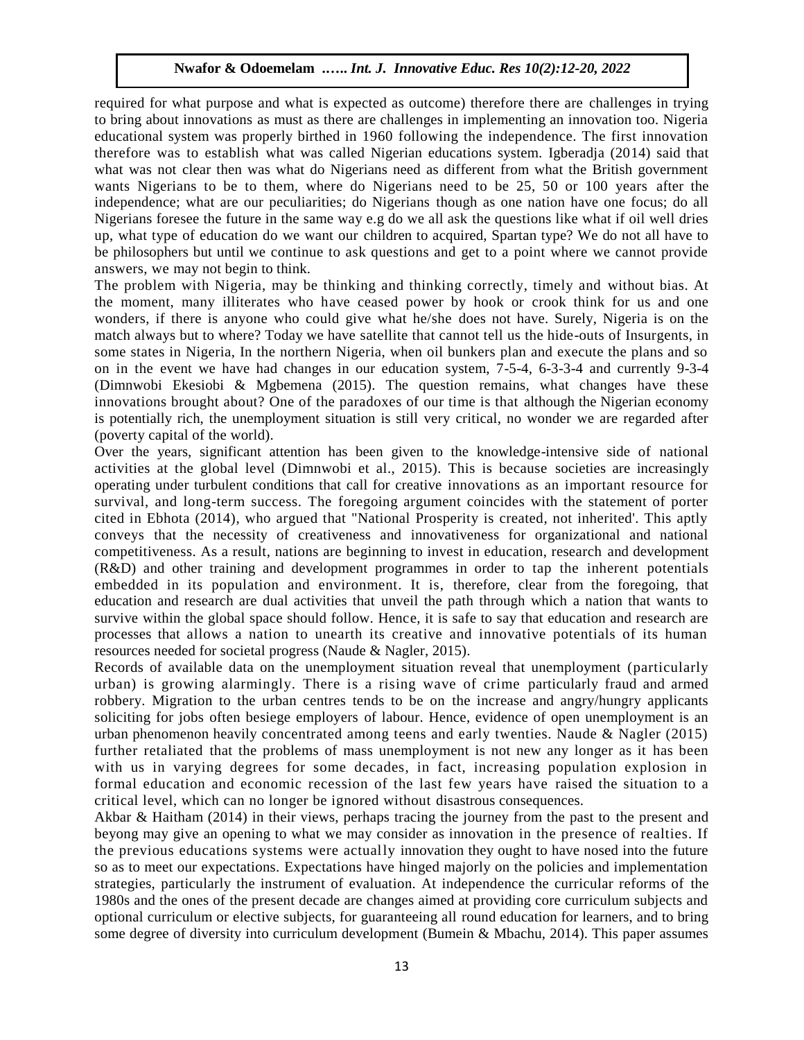required for what purpose and what is expected as outcome) therefore there are challenges in trying to bring about innovations as must as there are challenges in implementing an innovation too. Nigeria educational system was properly birthed in 1960 following the independence. The first innovation therefore was to establish what was called Nigerian educations system. Igberadja (2014) said that what was not clear then was what do Nigerians need as different from what the British government wants Nigerians to be to them, where do Nigerians need to be 25, 50 or 100 years after the independence; what are our peculiarities; do Nigerians though as one nation have one focus; do all Nigerians foresee the future in the same way e.g do we all ask the questions like what if oil well dries up, what type of education do we want our children to acquired, Spartan type? We do not all have to be philosophers but until we continue to ask questions and get to a point where we cannot provide answers, we may not begin to think.

The problem with Nigeria, may be thinking and thinking correctly, timely and without bias. At the moment, many illiterates who have ceased power by hook or crook think for us and one wonders, if there is anyone who could give what he/she does not have. Surely, Nigeria is on the match always but to where? Today we have satellite that cannot tell us the hide-outs of Insurgents, in some states in Nigeria, In the northern Nigeria, when oil bunkers plan and execute the plans and so on in the event we have had changes in our education system, 7-5-4, 6-3-3-4 and currently 9-3-4 (Dimnwobi Ekesiobi & Mgbemena (2015). The question remains, what changes have these innovations brought about? One of the paradoxes of our time is that although the Nigerian economy is potentially rich, the unemployment situation is still very critical, no wonder we are regarded after (poverty capital of the world).

Over the years, significant attention has been given to the knowledge-intensive side of national activities at the global level (Dimnwobi et al., 2015). This is because societies are increasingly operating under turbulent conditions that call for creative innovations as an important resource for survival, and long-term success. The foregoing argument coincides with the statement of porter cited in Ebhota (2014), who argued that "National Prosperity is created, not inherited'. This aptly conveys that the necessity of creativeness and innovativeness for organizational and national competitiveness. As a result, nations are beginning to invest in education, research and development (R&D) and other training and development programmes in order to tap the inherent potentials embedded in its population and environment. It is, therefore, clear from the foregoing, that education and research are dual activities that unveil the path through which a nation that wants to survive within the global space should follow. Hence, it is safe to say that education and research are processes that allows a nation to unearth its creative and innovative potentials of its human resources needed for societal progress (Naude & Nagler, 2015).

Records of available data on the unemployment situation reveal that unemployment (particularly urban) is growing alarmingly. There is a rising wave of crime particularly fraud and armed robbery. Migration to the urban centres tends to be on the increase and angry/hungry applicants soliciting for jobs often besiege employers of labour. Hence, evidence of open unemployment is an urban phenomenon heavily concentrated among teens and early twenties. Naude & Nagler (2015) further retaliated that the problems of mass unemployment is not new any longer as it has been with us in varying degrees for some decades, in fact, increasing population explosion in formal education and economic recession of the last few years have raised the situation to a critical level, which can no longer be ignored without disastrous consequences.

Akbar & Haitham (2014) in their views, perhaps tracing the journey from the past to the present and beyong may give an opening to what we may consider as innovation in the presence of realties. If the previous educations systems were actually innovation they ought to have nosed into the future so as to meet our expectations. Expectations have hinged majorly on the policies and implementation strategies, particularly the instrument of evaluation. At independence the curricular reforms of the 1980s and the ones of the present decade are changes aimed at providing core curriculum subjects and optional curriculum or elective subjects, for guaranteeing all round education for learners, and to bring some degree of diversity into curriculum development (Bumein & Mbachu, 2014). This paper assumes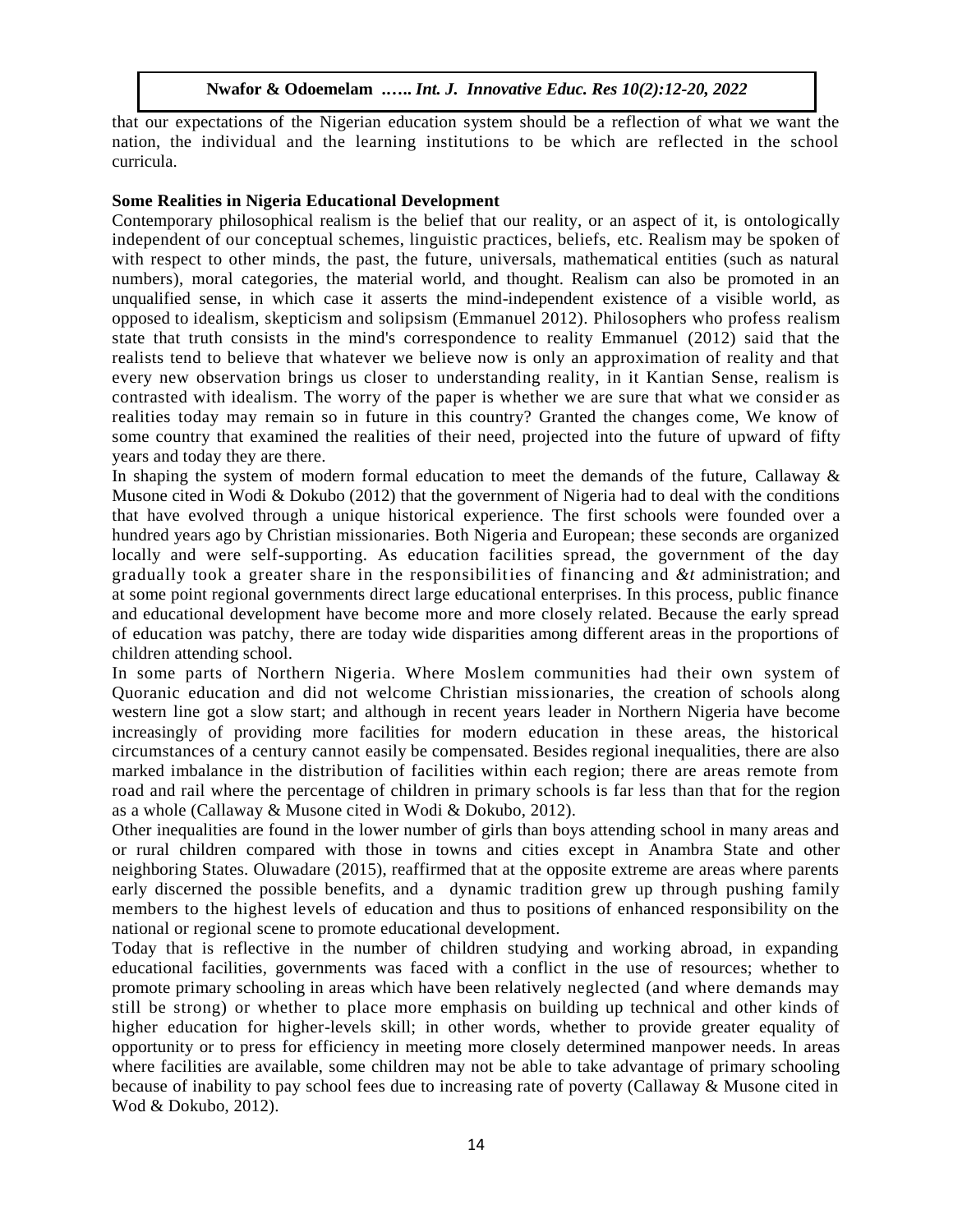that our expectations of the Nigerian education system should be a reflection of what we want the nation, the individual and the learning institutions to be which are reflected in the school curricula.

**Some Realities in Nigeria Educational Development**

Contemporary philosophical realism is the belief that our reality, or an aspect of it, is ontologically independent of our conceptual schemes, linguistic practices, beliefs, etc. Realism may be spoken of with respect to other minds, the past, the future, universals, mathematical entities (such as natural numbers), moral categories, the material world, and thought. Realism can also be promoted in an unqualified sense, in which case it asserts the mind-independent existence of a visible world, as opposed to idealism, skepticism and solipsism (Emmanuel 2012). Philosophers who profess realism state that truth consists in the mind's correspondence to reality Emmanuel (2012) said that the realists tend to believe that whatever we believe now is only an approximation of reality and that every new observation brings us closer to understanding reality, in it Kantian Sense, realism is contrasted with idealism. The worry of the paper is whether we are sure that what we consider as realities today may remain so in future in this country? Granted the changes come, We know of some country that examined the realities of their need, projected into the future of upward of fifty years and today they are there.

In shaping the system of modern formal education to meet the demands of the future, Callaway & Musone cited in Wodi & Dokubo (2012) that the government of Nigeria had to deal with the conditions that have evolved through a unique historical experience. The first schools were founded over a hundred years ago by Christian missionaries. Both Nigeria and European; these seconds are organized locally and were self-supporting. As education facilities spread, the government of the day gradually took a greater share in the responsibilities of financing and *&t* administration; and at some point regional governments direct large educational enterprises. In this process, public finance and educational development have become more and more closely related. Because the early spread of education was patchy, there are today wide disparities among different areas in the proportions of children attending school.

In some parts of Northern Nigeria. Where Moslem communities had their own system of Quoranic education and did not welcome Christian missionaries, the creation of schools along western line got a slow start; and although in recent years leader in Northern Nigeria have become increasingly of providing more facilities for modern education in these areas, the historical circumstances of a century cannot easily be compensated. Besides regional inequalities, there are also marked imbalance in the distribution of facilities within each region; there are areas remote from road and rail where the percentage of children in primary schools is far less than that for the region as a whole (Callaway & Musone cited in Wodi & Dokubo, 2012).

Other inequalities are found in the lower number of girls than boys attending school in many areas and or rural children compared with those in towns and cities except in Anambra State and other neighboring States. Oluwadare (2015), reaffirmed that at the opposite extreme are areas where parents early discerned the possible benefits, and a dynamic tradition grew up through pushing family members to the highest levels of education and thus to positions of enhanced responsibility on the national or regional scene to promote educational development.

Today that is reflective in the number of children studying and working abroad, in expanding educational facilities, governments was faced with a conflict in the use of resources; whether to promote primary schooling in areas which have been relatively neglected (and where demands may still be strong) or whether to place more emphasis on building up technical and other kinds of higher education for higher-levels skill; in other words, whether to provide greater equality of opportunity or to press for efficiency in meeting more closely determined manpower needs. In areas where facilities are available, some children may not be able to take advantage of primary schooling because of inability to pay school fees due to increasing rate of poverty (Callaway & Musone cited in Wod & Dokubo, 2012).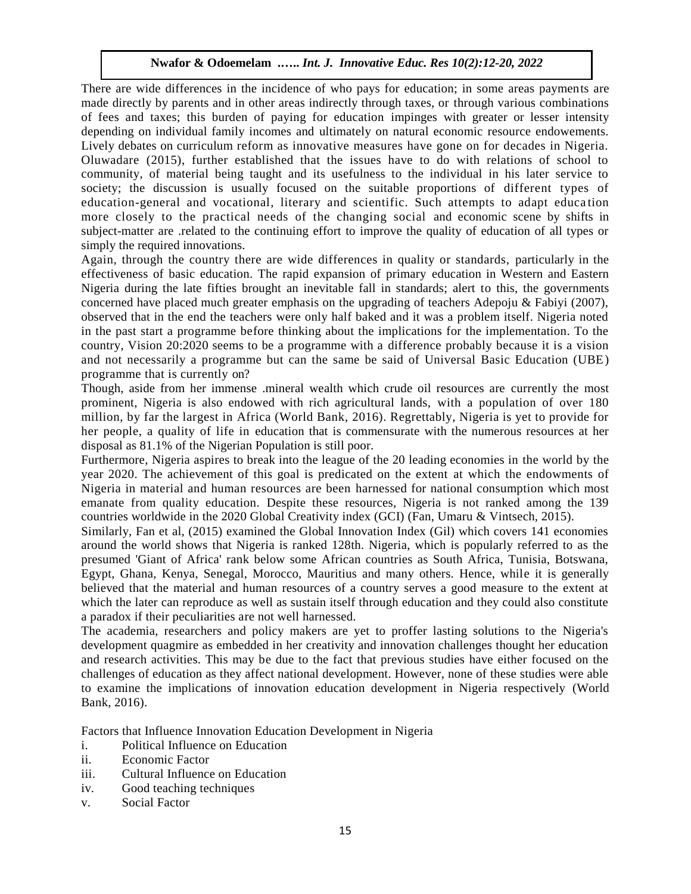There are wide differences in the incidence of who pays for education; in some areas payments are made directly by parents and in other areas indirectly through taxes, or through various combinations of fees and taxes; this burden of paying for education impinges with greater or lesser intensity depending on individual family incomes and ultimately on natural economic resource endowements. Lively debates on curriculum reform as innovative measures have gone on for decades in Nigeria. Oluwadare (2015), further established that the issues have to do with relations of school to community, of material being taught and its usefulness to the individual in his later service to society; the discussion is usually focused on the suitable proportions of different types of education-general and vocational, literary and scientific. Such attempts to adapt education more closely to the practical needs of the changing social and economic scene by shifts in subject-matter are .related to the continuing effort to improve the quality of education of all types or simply the required innovations.

Again, through the country there are wide differences in quality or standards, particularly in the effectiveness of basic education. The rapid expansion of primary education in Western and Eastern Nigeria during the late fifties brought an inevitable fall in standards; alert to this, the governments concerned have placed much greater emphasis on the upgrading of teachers Adepoju & Fabiyi (2007), observed that in the end the teachers were only half baked and it was a problem itself. Nigeria noted in the past start a programme before thinking about the implications for the implementation. To the country, Vision 20:2020 seems to be a programme with a difference probably because it is a vision and not necessarily a programme but can the same be said of Universal Basic Education (UBE) programme that is currently on?

Though, aside from her immense .mineral wealth which crude oil resources are currently the most prominent, Nigeria is also endowed with rich agricultural lands, with a population of over 180 million, by far the largest in Africa (World Bank, 2016). Regrettably, Nigeria is yet to provide for her people, a quality of life in education that is commensurate with the numerous resources at her disposal as 81.1% of the Nigerian Population is still poor.

Furthermore, Nigeria aspires to break into the league of the 20 leading economies in the world by the year 2020. The achievement of this goal is predicated on the extent at which the endowments of Nigeria in material and human resources are been harnessed for national consumption which most emanate from quality education. Despite these resources, Nigeria is not ranked among the 139 countries worldwide in the 2020 Global Creativity index (GCI) (Fan, Umaru & Vintsech, 2015).

Similarly, Fan et al, (2015) examined the Global Innovation Index (Gil) which covers 141 economies around the world shows that Nigeria is ranked 128th. Nigeria, which is popularly referred to as the presumed 'Giant of Africa' rank below some African countries as South Africa, Tunisia, Botswana, Egypt, Ghana, Kenya, Senegal, Morocco, Mauritius and many others. Hence, while it is generally believed that the material and human resources of a country serves a good measure to the extent at which the later can reproduce as well as sustain itself through education and they could also constitute a paradox if their peculiarities are not well harnessed.

The academia, researchers and policy makers are yet to proffer lasting solutions to the Nigeria's development quagmire as embedded in her creativity and innovation challenges thought her education and research activities. This may be due to the fact that previous studies have either focused on the challenges of education as they affect national development. However, none of these studies were able to examine the implications of innovation education development in Nigeria respectively (World Bank, 2016).

Factors that Influence Innovation Education Development in Nigeria

i. Political Influence on Education
ii. Economic Factor
iii. Cultural Influence on Education
iv. Good teaching techniques
v. Social Factor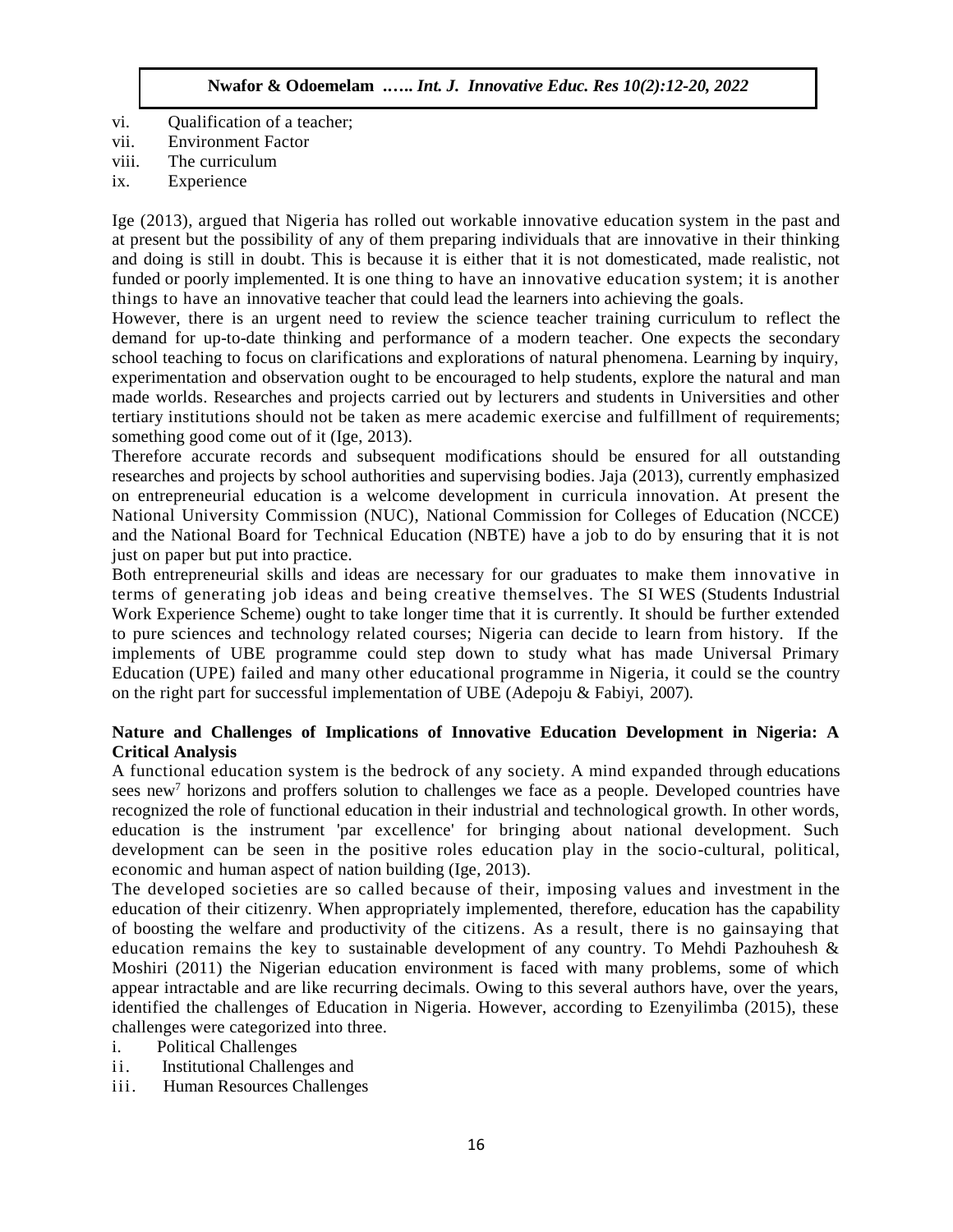vi. Qualification of a teacher;
vii. Environment Factor
viii. The curriculum
ix. Experience

Ige (2013), argued that Nigeria has rolled out workable innovative education system in the past and at present but the possibility of any of them preparing individuals that are innovative in their thinking and doing is still in doubt. This is because it is either that it is not domesticated, made realistic, not funded or poorly implemented. It is one thing to have an innovative education system; it is another things to have an innovative teacher that could lead the learners into achieving the goals.

However, there is an urgent need to review the science teacher training curriculum to reflect the demand for up-to-date thinking and performance of a modern teacher. One expects the secondary school teaching to focus on clarifications and explorations of natural phenomena. Learning by inquiry, experimentation and observation ought to be encouraged to help students, explore the natural and man made worlds. Researches and projects carried out by lecturers and students in Universities and other tertiary institutions should not be taken as mere academic exercise and fulfillment of requirements; something good come out of it (Ige, 2013).

Therefore accurate records and subsequent modifications should be ensured for all outstanding researches and projects by school authorities and supervising bodies. Jaja (2013), currently emphasized on entrepreneurial education is a welcome development in curricula innovation. At present the National University Commission (NUC), National Commission for Colleges of Education (NCCE) and the National Board for Technical Education (NBTE) have a job to do by ensuring that it is not just on paper but put into practice.

Both entrepreneurial skills and ideas are necessary for our graduates to make them innovative in terms of generating job ideas and being creative themselves. The SI WES (Students Industrial Work Experience Scheme) ought to take longer time that it is currently. It should be further extended to pure sciences and technology related courses; Nigeria can decide to learn from history. If the implements of UBE programme could step down to study what has made Universal Primary Education (UPE) failed and many other educational programme in Nigeria, it could se the country on the right part for successful implementation of UBE (Adepoju & Fabiyi, 2007).

## Nature and Challenges of Implications of Innovative Education Development in Nigeria: A Critical Analysis

A functional education system is the bedrock of any society. A mind expanded through educations sees new[7] horizons and proffers solution to challenges we face as a people. Developed countries have recognized the role of functional education in their industrial and technological growth. In other words, education is the instrument 'par excellence' for bringing about national development. Such development can be seen in the positive roles education play in the socio-cultural, political, economic and human aspect of nation building (Ige, 2013).

The developed societies are so called because of their, imposing values and investment in the education of their citizenry. When appropriately implemented, therefore, education has the capability of boosting the welfare and productivity of the citizens. As a result, there is no gainsaying that education remains the key to sustainable development of any country. To Mehdi Pazhouhesh & Moshiri (2011) the Nigerian education environment is faced with many problems, some of which appear intractable and are like recurring decimals. Owing to this several authors have, over the years, identified the challenges of Education in Nigeria. However, according to Ezenyilimba (2015), these challenges were categorized into three.

i. Political Challenges
ii. Institutional Challenges and
iii. Human Resources Challenges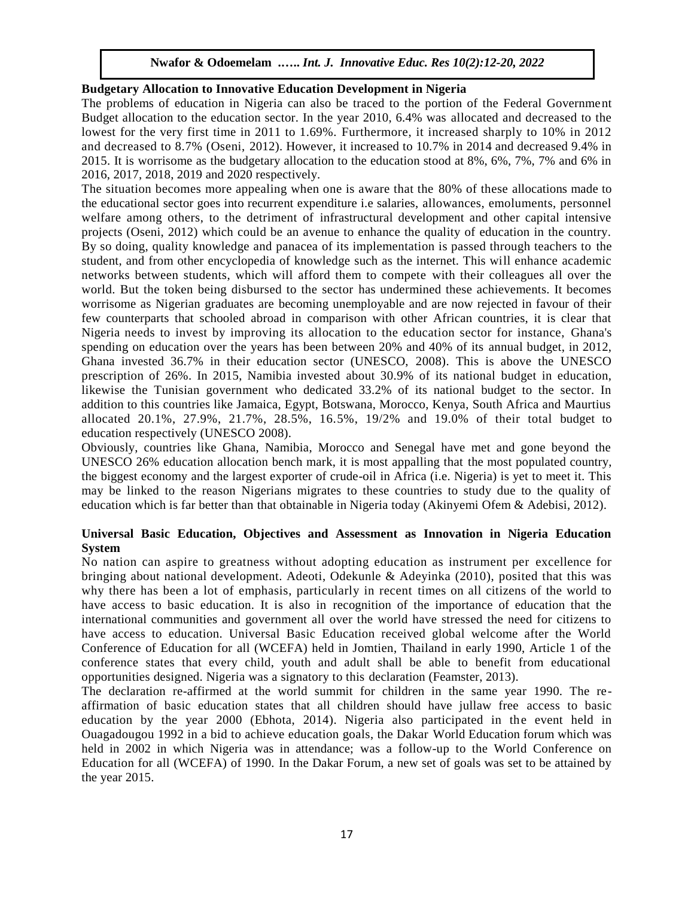**Budgetary Allocation to Innovative Education Development in Nigeria**

The problems of education in Nigeria can also be traced to the portion of the Federal Government Budget allocation to the education sector. In the year 2010, 6.4% was allocated and decreased to the lowest for the very first time in 2011 to 1.69%. Furthermore, it increased sharply to 10% in 2012 and decreased to 8.7% (Oseni, 2012). However, it increased to 10.7% in 2014 and decreased 9.4% in 2015. It is worrisome as the budgetary allocation to the education stood at 8%, 6%, 7%, 7% and 6% in 2016, 2017, 2018, 2019 and 2020 respectively.

The situation becomes more appealing when one is aware that the 80% of these allocations made to the educational sector goes into recurrent expenditure i.e salaries, allowances, emoluments, personnel welfare among others, to the detriment of infrastructural development and other capital intensive projects (Oseni, 2012) which could be an avenue to enhance the quality of education in the country. By so doing, quality knowledge and panacea of its implementation is passed through teachers to the student, and from other encyclopedia of knowledge such as the internet. This will enhance academic networks between students, which will afford them to compete with their colleagues all over the world. But the token being disbursed to the sector has undermined these achievements. It becomes worrisome as Nigerian graduates are becoming unemployable and are now rejected in favour of their few counterparts that schooled abroad in comparison with other African countries, it is clear that Nigeria needs to invest by improving its allocation to the education sector for instance, Ghana's spending on education over the years has been between 20% and 40% of its annual budget, in 2012, Ghana invested 36.7% in their education sector (UNESCO, 2008). This is above the UNESCO prescription of 26%. In 2015, Namibia invested about 30.9% of its national budget in education, likewise the Tunisian government who dedicated 33.2% of its national budget to the sector. In addition to this countries like Jamaica, Egypt, Botswana, Morocco, Kenya, South Africa and Maurtius allocated 20.1%, 27.9%, 21.7%, 28.5%, 16.5%, 19/2% and 19.0% of their total budget to education respectively (UNESCO 2008).

Obviously, countries like Ghana, Namibia, Morocco and Senegal have met and gone beyond the UNESCO 26% education allocation bench mark, it is most appalling that the most populated country, the biggest economy and the largest exporter of crude-oil in Africa (i.e. Nigeria) is yet to meet it. This may be linked to the reason Nigerians migrates to these countries to study due to the quality of education which is far better than that obtainable in Nigeria today (Akinyemi Ofem & Adebisi, 2012).

**Universal Basic Education, Objectives and Assessment as Innovation in Nigeria Education System**

No nation can aspire to greatness without adopting education as instrument per excellence for bringing about national development. Adeoti, Odekunle & Adeyinka (2010), posited that this was why there has been a lot of emphasis, particularly in recent times on all citizens of the world to have access to basic education. It is also in recognition of the importance of education that the international communities and government all over the world have stressed the need for citizens to have access to education. Universal Basic Education received global welcome after the World Conference of Education for all (WCEFA) held in Jomtien, Thailand in early 1990, Article 1 of the conference states that every child, youth and adult shall be able to benefit from educational opportunities designed. Nigeria was a signatory to this declaration (Feamster, 2013).

The declaration re-affirmed at the world summit for children in the same year 1990. The re-affirmation of basic education states that all children should have jullaw free access to basic education by the year 2000 (Ebhota, 2014). Nigeria also participated in the event held in Ouagadougou 1992 in a bid to achieve education goals, the Dakar World Education forum which was held in 2002 in which Nigeria was in attendance; was a follow-up to the World Conference on Education for all (WCEFA) of 1990. In the Dakar Forum, a new set of goals was set to be attained by the year 2015.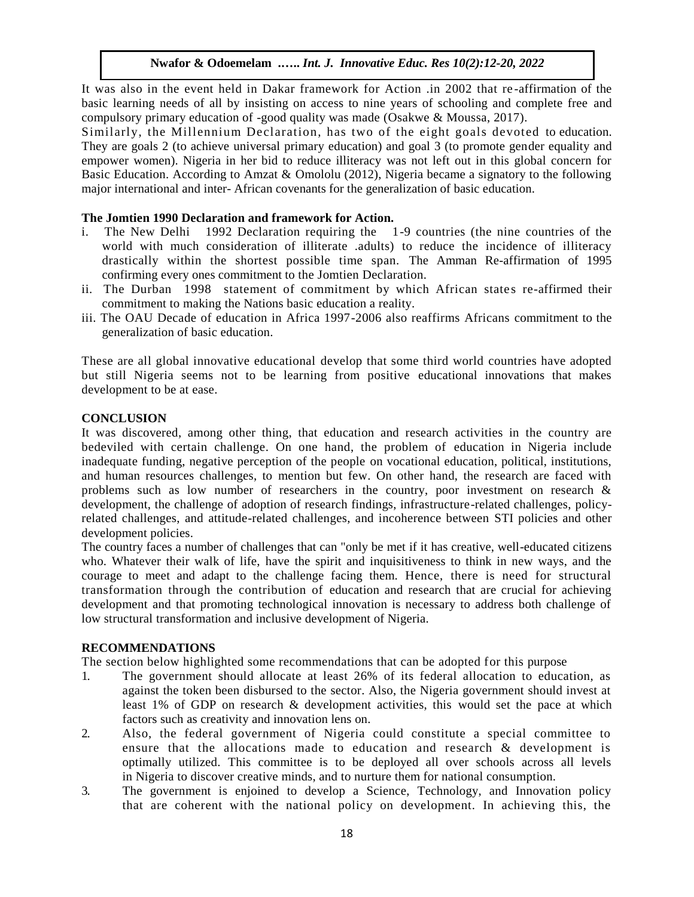It was also in the event held in Dakar framework for Action .in 2002 that re-affirmation of the basic learning needs of all by insisting on access to nine years of schooling and complete free and compulsory primary education of -good quality was made (Osakwe & Moussa, 2017).

Similarly, the Millennium Declaration, has two of the eight goals devoted to education. They are goals 2 (to achieve universal primary education) and goal 3 (to promote gender equality and empower women). Nigeria in her bid to reduce illiteracy was not left out in this global concern for Basic Education. According to Amzat & Omololu (2012), Nigeria became a signatory to the following major international and inter- African covenants for the generalization of basic education.

**The Jomtien 1990 Declaration and framework for Action.**

i. The New Delhi 1992 Declaration requiring the 1-9 countries (the nine countries of the world with much consideration of illiterate .adults) to reduce the incidence of illiteracy drastically within the shortest possible time span. The Amman Re-affirmation of 1995 confirming every ones commitment to the Jomtien Declaration.
ii. The Durban 1998 statement of commitment by which African states re-affirmed their commitment to making the Nations basic education a reality.
iii. The OAU Decade of education in Africa 1997-2006 also reaffirms Africans commitment to the generalization of basic education.

These are all global innovative educational develop that some third world countries have adopted but still Nigeria seems not to be learning from positive educational innovations that makes development to be at ease.

## CONCLUSION

It was discovered, among other thing, that education and research activities in the country are bedeviled with certain challenge. On one hand, the problem of education in Nigeria include inadequate funding, negative perception of the people on vocational education, political, institutions, and human resources challenges, to mention but few. On other hand, the research are faced with problems such as low number of researchers in the country, poor investment on research & development, the challenge of adoption of research findings, infrastructure-related challenges, policy-related challenges, and attitude-related challenges, and incoherence between STI policies and other development policies.

The country faces a number of challenges that can "only be met if it has creative, well-educated citizens who. Whatever their walk of life, have the spirit and inquisitiveness to think in new ways, and the courage to meet and adapt to the challenge facing them. Hence, there is need for structural transformation through the contribution of education and research that are crucial for achieving development and that promoting technological innovation is necessary to address both challenge of low structural transformation and inclusive development of Nigeria.

## RECOMMENDATIONS

The section below highlighted some recommendations that can be adopted for this purpose

1. The government should allocate at least 26% of its federal allocation to education, as against the token been disbursed to the sector. Also, the Nigeria government should invest at least 1% of GDP on research & development activities, this would set the pace at which factors such as creativity and innovation lens on.
2. Also, the federal government of Nigeria could constitute a special committee to ensure that the allocations made to education and research & development is optimally utilized. This committee is to be deployed all over schools across all levels in Nigeria to discover creative minds, and to nurture them for national consumption.
3. The government is enjoined to develop a Science, Technology, and Innovation policy that are coherent with the national policy on development. In achieving this, the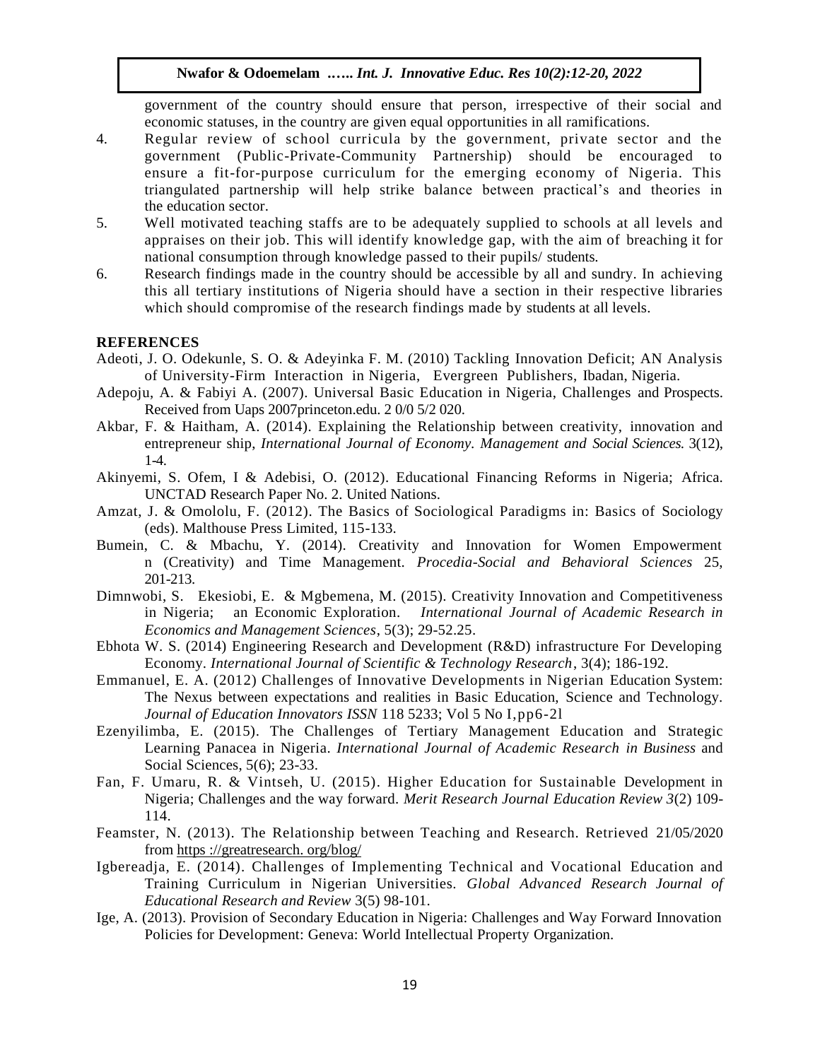government of the country should ensure that person, irrespective of their social and economic statuses, in the country are given equal opportunities in all ramifications.

4. Regular review of school curricula by the government, private sector and the government (Public-Private-Community Partnership) should be encouraged to ensure a fit-for-purpose curriculum for the emerging economy of Nigeria. This triangulated partnership will help strike balance between practical's and theories in the education sector.
5. Well motivated teaching staffs are to be adequately supplied to schools at all levels and appraises on their job. This will identify knowledge gap, with the aim of breaching it for national consumption through knowledge passed to their pupils/ students.
6. Research findings made in the country should be accessible by all and sundry. In achieving this all tertiary institutions of Nigeria should have a section in their respective libraries which should compromise of the research findings made by students at all levels.

## REFERENCES

Adeoti, J. O. Odekunle, S. O. & Adeyinka F. M. (2010) Tackling Innovation Deficit; AN Analysis of University-Firm Interaction in Nigeria, Evergreen Publishers, Ibadan, Nigeria.

Adepoju, A. & Fabiyi A. (2007). Universal Basic Education in Nigeria, Challenges and Prospects. Received from Uaps 2007princeton.edu. 2 0/0 5/2 020.

Akbar, F. & Haitham, A. (2014). Explaining the Relationship between creativity, innovation and entrepreneur ship, *International Journal of Economy. Management and Social Sciences.* 3(12), 1-4.

Akinyemi, S. Ofem, I & Adebisi, O. (2012). Educational Financing Reforms in Nigeria; Africa. UNCTAD Research Paper No. 2. United Nations.

Amzat, J. & Omololu, F. (2012). The Basics of Sociological Paradigms in: Basics of Sociology (eds). Malthouse Press Limited, 115-133.

Bumein, C. & Mbachu, Y. (2014). Creativity and Innovation for Women Empowerment n (Creativity) and Time Management. *Procedia-Social and Behavioral Sciences* 25, 201-213.

Dimnwobi, S. Ekesiobi, E. & Mgbemena, M. (2015). Creativity Innovation and Competitiveness in Nigeria; an Economic Exploration. *International Journal of Academic Research in Economics and Management Sciences*, 5(3); 29-52.25.

Ebhota W. S. (2014) Engineering Research and Development (R&D) infrastructure For Developing Economy. *International Journal of Scientific & Technology Research*, 3(4); 186-192.

Emmanuel, E. A. (2012) Challenges of Innovative Developments in Nigerian Education System: The Nexus between expectations and realities in Basic Education, Science and Technology. *Journal of Education Innovators ISSN* 118 5233; Vol 5 No I,pp6-2l

Ezenyilimba, E. (2015). The Challenges of Tertiary Management Education and Strategic Learning Panacea in Nigeria. *International Journal of Academic Research in Business* and Social Sciences, 5(6); 23-33.

Fan, F. Umaru, R. & Vintseh, U. (2015). Higher Education for Sustainable Development in Nigeria; Challenges and the way forward. *Merit Research Journal Education Review 3*(2) 109-114.

Feamster, N. (2013). The Relationship between Teaching and Research. Retrieved 21/05/2020 from https ://greatresearch. org/blog/

Igbereadja, E. (2014). Challenges of Implementing Technical and Vocational Education and Training Curriculum in Nigerian Universities. *Global Advanced Research Journal of Educational Research and Review* 3(5) 98-101.

Ige, A. (2013). Provision of Secondary Education in Nigeria: Challenges and Way Forward Innovation Policies for Development: Geneva: World Intellectual Property Organization.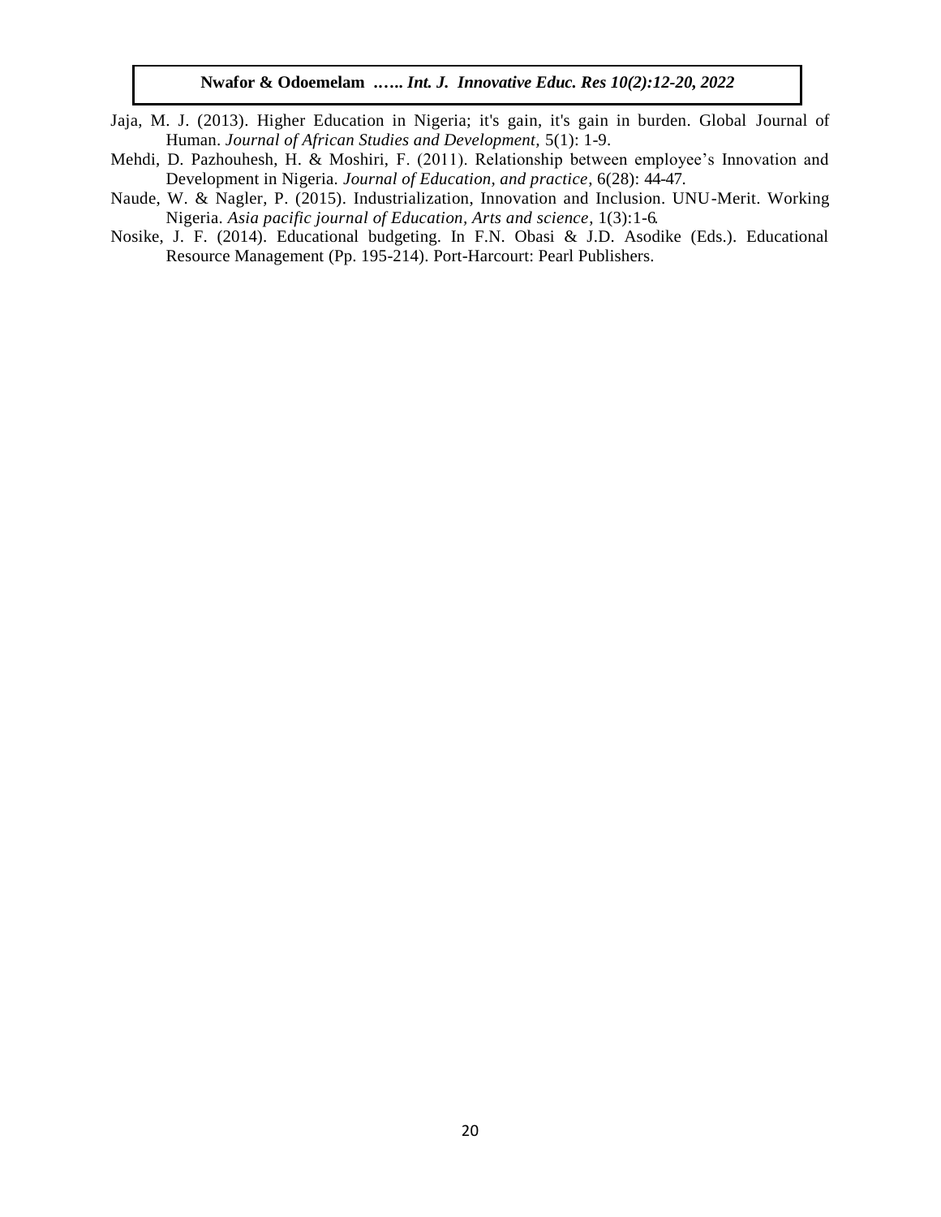Jaja, M. J. (2013). Higher Education in Nigeria; it's gain, it's gain in burden. Global Journal of Human. *Journal of African Studies and Development,* 5(1): 1-9.

Mehdi, D. Pazhouhesh, H. & Moshiri, F. (2011). Relationship between employee's Innovation and Development in Nigeria. *Journal of Education, and practice*, 6(28): 44-47.

Naude, W. & Nagler, P. (2015). Industrialization, Innovation and Inclusion. UNU-Merit. Working Nigeria. *Asia pacific journal of Education, Arts and science*, 1(3):1-6.

Nosike, J. F. (2014). Educational budgeting. In F.N. Obasi & J.D. Asodike (Eds.). Educational Resource Management (Pp. 195-214). Port-Harcourt: Pearl Publishers.